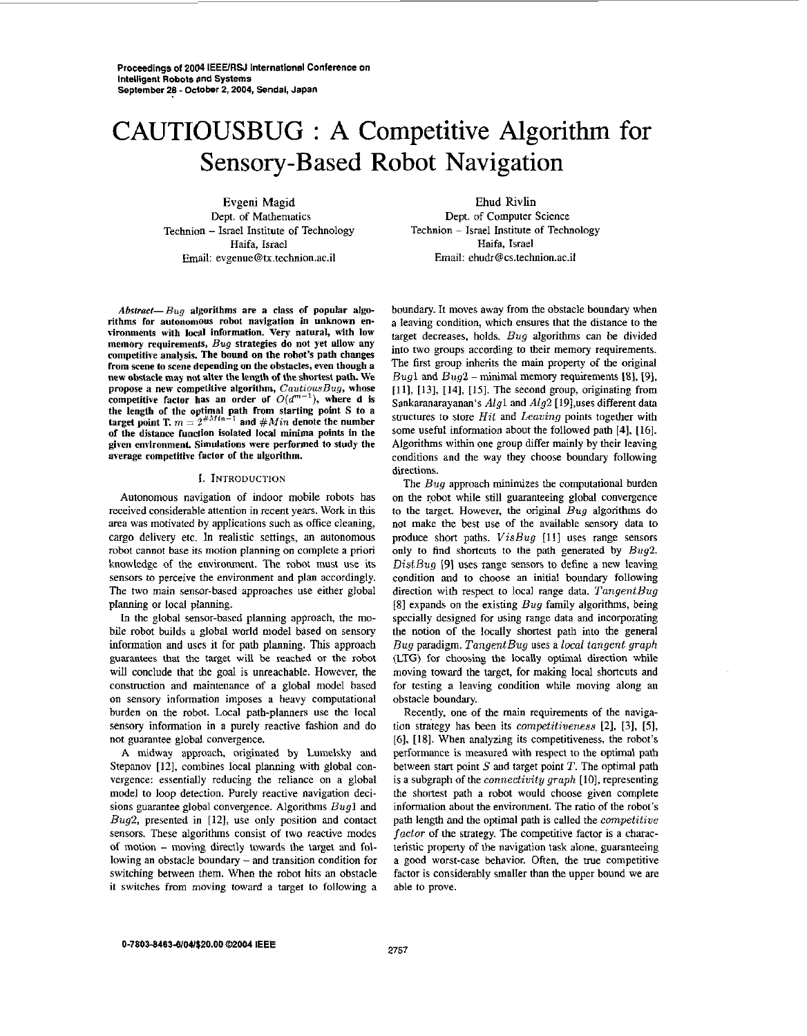# CAUTIOUSBUG : A Competitive Algorithm for Sensory-Based Robot Navigation

Evgeni Magid
Dept. of Mathematics
Technion – Israel Institute of Technology
Haifa, Israel
Email: evgenue@tx.technion.ac.il

Ehud Rivlin
Dept. of Computer Science
Technion – Israel Institute of Technology
Haifa, Israel
Email: ehudr@cs.technion.ac.il

***Abstract*— *Bug* algorithms are a class of popular algorithms for autonomous robot navigation in unknown environments with local information. Very natural, with low memory requirements, *Bug* strategies do not yet allow any competitive analysis. The bound on the robot's path changes from scene to scene depending on the obstacles, even though a new obstacle may not alter the length of the shortest path. We propose a new competitive algorithm, *CautiousBug*, whose competitive factor has an order of $O(d^{m-1})$, where d is the length of the optimal path from starting point S to a target point T. $m = 2^{\#Min-1}$ and $\#Min$ denote the number of the distance function isolated local minima points in the given environment. Simulations were performed to study the average competitive factor of the algorithm.**

## I. Introduction

Autonomous navigation of indoor mobile robots has received considerable attention in recent years. Work in this area was motivated by applications such as office cleaning, cargo delivery etc. In realistic settings, an autonomous robot cannot base its motion planning on complete a priori knowledge of the environment. The robot must use its sensors to perceive the environment and plan accordingly. The two main sensor-based approaches use either global planning or local planning.

In the global sensor-based planning approach, the mobile robot builds a global world model based on sensory information and uses it for path planning. This approach guarantees that the target will be reached or the robot will conclude that the goal is unreachable. However, the construction and maintenance of a global model based on sensory information imposes a heavy computational burden on the robot. Local path-planners use the local sensory information in a purely reactive fashion and do not guarantee global convergence.

A midway approach, originated by Lumelsky and Stepanov [12], combines local planning with global convergence: essentially reducing the reliance on a global model to loop detection. Purely reactive navigation decisions guarantee global convergence. Algorithms *Bug*1 and *Bug*2, presented in [12], use only position and contact sensors. These algorithms consist of two reactive modes of motion – moving directly towards the target and following an obstacle boundary – and transition condition for switching between them. When the robot hits an obstacle it switches from moving toward a target to following a boundary. It moves away from the obstacle boundary when a leaving condition, which ensures that the distance to the target decreases, holds. *Bug* algorithms can be divided into two groups according to their memory requirements. The first group inherits the main property of the original *Bug*1 and *Bug*2 – minimal memory requirements [8], [9], [11], [13], [14], [15]. The second group, originating from Sankaranarayanan's *Alg*1 and *Alg*2 [19], uses different data structures to store *Hit* and *Leaving* points together with some useful information about the followed path [4], [16]. Algorithms within one group differ mainly by their leaving conditions and the way they choose boundary following directions.

The *Bug* approach minimizes the computational burden on the robot while still guaranteeing global convergence to the target. However, the original *Bug* algorithms do not make the best use of the available sensory data to produce short paths. *VisBug* [11] uses range sensors only to find shortcuts to the path generated by *Bug*2. *DistBug* [9] uses range sensors to define a new leaving condition and to choose an initial boundary following direction with respect to local range data. *TangentBug* [8] expands on the existing *Bug* family algorithms, being specially designed for using range data and incorporating the notion of the locally shortest path into the general *Bug* paradigm. *TangentBug* uses a *local tangent graph* (LTG) for choosing the locally optimal direction while moving toward the target, for making local shortcuts and for testing a leaving condition while moving along an obstacle boundary.

Recently, one of the main requirements of the navigation strategy has been its *competitiveness* [2], [3], [5], [6], [18]. When analyzing its competitiveness, the robot's performance is measured with respect to the optimal path between start point $S$ and target point $T$. The optimal path is a subgraph of the *connectivity graph* [10], representing the shortest path a robot would choose given complete information about the environment. The ratio of the robot's path length and the optimal path is called the *competitive factor* of the strategy. The competitive factor is a characteristic property of the navigation task alone, guaranteeing a good worst-case behavior. Often, the true competitive factor is considerably smaller than the upper bound we are able to prove.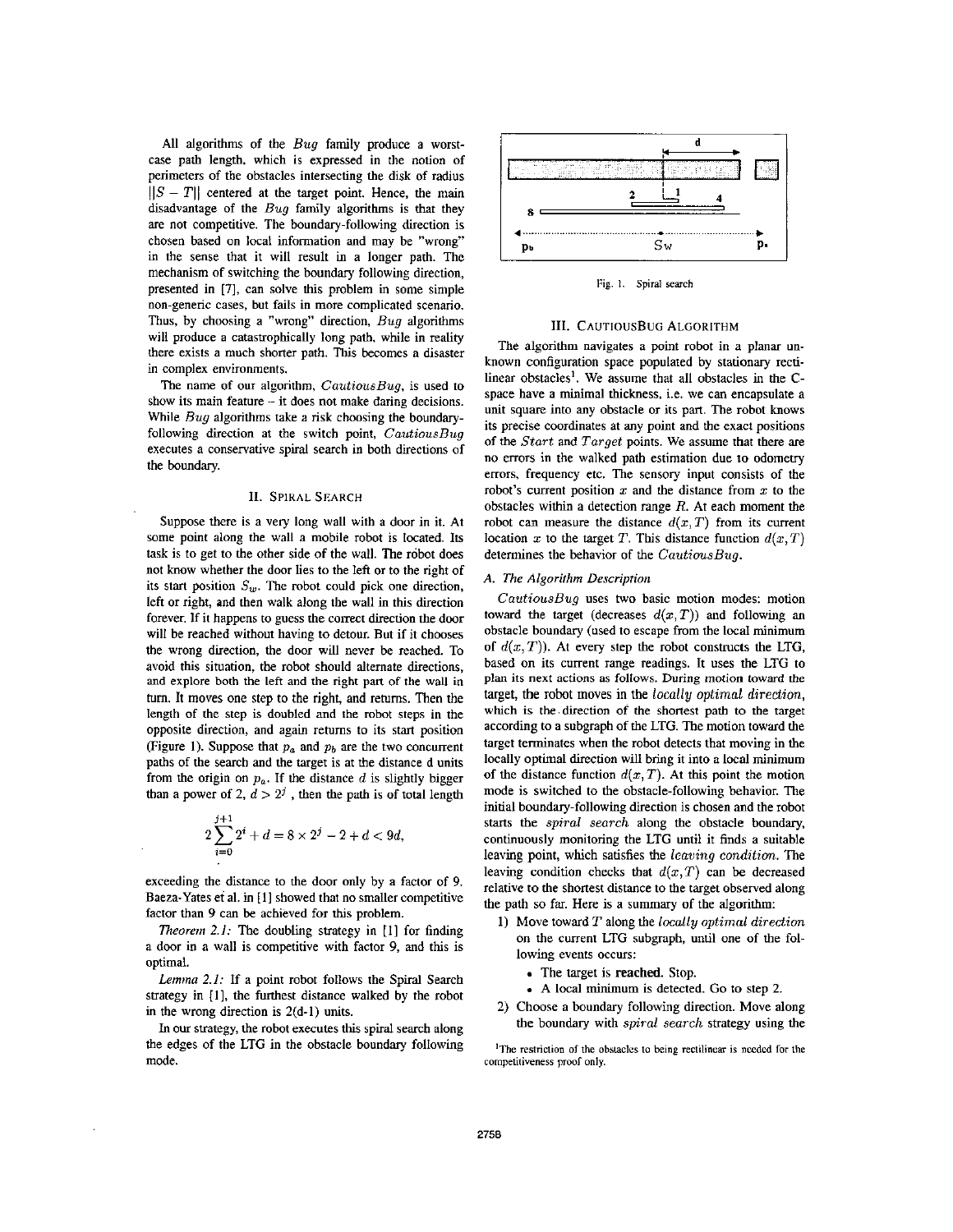All algorithms of the *Bug* family produce a worst-case path length, which is expressed in the notion of perimeters of the obstacles intersecting the disk of radius $||S - T||$ centered at the target point. Hence, the main disadvantage of the *Bug* family algorithms is that they are not competitive. The boundary-following direction is chosen based on local information and may be "wrong" in the sense that it will result in a longer path. The mechanism of switching the boundary following direction, presented in [7], can solve this problem in some simple non-generic cases, but fails in more complicated scenario. Thus, by choosing a "wrong" direction, *Bug* algorithms will produce a catastrophically long path, while in reality there exists a much shorter path. This becomes a disaster in complex environments.

The name of our algorithm, *CautiousBug*, is used to show its main feature – it does not make daring decisions. While *Bug* algorithms take a risk choosing the boundary-following direction at the switch point, *CautiousBug* executes a conservative spiral search in both directions of the boundary.

## II. Spiral Search

Suppose there is a very long wall with a door in it. At some point along the wall a mobile robot is located. Its task is to get to the other side of the wall. The robot does not know whether the door lies to the left or to the right of its start position $S_w$. The robot could pick one direction, left or right, and then walk along the wall in this direction forever. If it happens to guess the correct direction the door will be reached without having to detour. But if it chooses the wrong direction, the door will never be reached. To avoid this situation, the robot should alternate directions, and explore both the left and the right part of the wall in turn. It moves one step to the right, and returns. Then the length of the step is doubled and the robot steps in the opposite direction, and again returns to its start position (Figure 1). Suppose that $p_a$ and $p_b$ are the two concurrent paths of the search and the target is at the distance d units from the origin on $p_a$. If the distance $d$ is slightly bigger than a power of 2, $d > 2^j$, then the path is of total length

$$2\sum_{i=0}^{j+1} 2^i + d = 8 \times 2^j - 2 + d < 9d,$$

exceeding the distance to the door only by a factor of 9. Baeza-Yates et al. in [1] showed that no smaller competitive factor than 9 can be achieved for this problem.

*Theorem 2.1:* The doubling strategy in [1] for finding a door in a wall is competitive with factor 9, and this is optimal.

*Lemma 2.1:* If a point robot follows the Spiral Search strategy in [1], the furthest distance walked by the robot in the wrong direction is 2(d-1) units.

In our strategy, the robot executes this spiral search along the edges of the LTG in the obstacle boundary following mode.

d

2 1 4

8

$p_b$ $S_w$ $p_a$

Fig. 1. Spiral search

## III. CautiousBug Algorithm

The algorithm navigates a point robot in a planar unknown configuration space populated by stationary rectilinear obstacles[1]. We assume that all obstacles in the C-space have a minimal thickness, i.e. we can encapsulate a unit square into any obstacle or its part. The robot knows its precise coordinates at any point and the exact positions of the *Start* and *Target* points. We assume that there are no errors in the walked path estimation due to odometry errors, frequency etc. The sensory input consists of the robot's current position $x$ and the distance from $x$ to the obstacles within a detection range $R$. At each moment the robot can measure the distance $d(x, T)$ from its current location $x$ to the target $T$. This distance function $d(x, T)$ determines the behavior of the *CautiousBug*.

### A. The Algorithm Description

*CautiousBug* uses two basic motion modes: motion toward the target (decreases $d(x, T)$) and following an obstacle boundary (used to escape from the local minimum of $d(x, T)$). At every step the robot constructs the LTG, based on its current range readings. It uses the LTG to plan its next actions as follows. During motion toward the target, the robot moves in the *locally optimal direction*, which is the direction of the shortest path to the target according to a subgraph of the LTG. The motion toward the target terminates when the robot detects that moving in the locally optimal direction will bring it into a local minimum of the distance function $d(x, T)$. At this point the motion mode is switched to the obstacle-following behavior. The initial boundary-following direction is chosen and the robot starts the *spiral search* along the obstacle boundary, continuously monitoring the LTG until it finds a suitable leaving point, which satisfies the *leaving condition*. The leaving condition checks that $d(x, T)$ can be decreased relative to the shortest distance to the target observed along the path so far. Here is a summary of the algorithm:

1) Move toward $T$ along the *locally optimal direction* on the current LTG subgraph, until one of the following events occurs:
   - The target is **reached**. Stop.
   - A local minimum is detected. Go to step 2.
2) Choose a boundary following direction. Move along the boundary with *spiral search* strategy using the

[1] The restriction of the obstacles to being rectilinear is needed for the competitiveness proof only.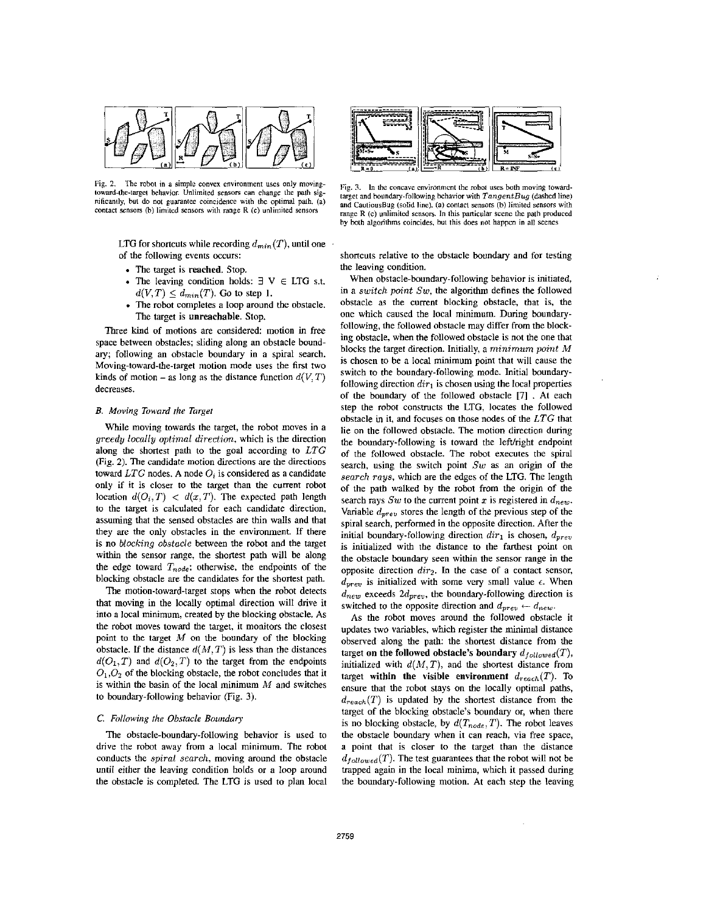Fig. 2. The robot in a simple convex environment uses only moving-toward-the-target behavior. Unlimited sensors can change the path significantly, but do not guarantee coincidence with the optimal path. (a) contact sensors (b) limited sensors with range R (c) unlimited sensors

Fig. 3. In the concave environment the robot uses both moving toward-target and boundary-following behavior with *TangentBug* (dashed line) and CautiousBug (solid line). (a) contact sensors (b) limited sensors with range R (c) unlimited sensors. In this particular scene the path produced by both algorithms coincides, but this does not happen in all scenes

LTG for shortcuts while recording $d_{min}(T)$, until one of the following events occurs:

- The target is **reached**. Stop.
- The leaving condition holds: $\exists$ V $\in$ LTG s.t. $d(V,T) \leq d_{min}(T)$. Go to step 1.
- The robot completes a loop around the obstacle. The target is **unreachable**. Stop.

Three kind of motions are considered: motion in free space between obstacles; sliding along an obstacle boundary; following an obstacle boundary in a spiral search. Moving-toward-the-target motion mode uses the first two kinds of motion – as long as the distance function $d(V,T)$ decreases.

### B. Moving Toward the Target

While moving towards the target, the robot moves in a *greedy locally optimal direction*, which is the direction along the shortest path to the goal according to *LTG* (Fig. 2). The candidate motion directions are the directions toward *LTG* nodes. A node $O_i$ is considered as a candidate only if it is closer to the target than the current robot location $d(O_i,T) < d(x,T)$. The expected path length to the target is calculated for each candidate direction, assuming that the sensed obstacles are thin walls and that they are the only obstacles in the environment. If there is no *blocking obstacle* between the robot and the target within the sensor range, the shortest path will be along the edge toward $T_{node}$; otherwise, the endpoints of the blocking obstacle are the candidates for the shortest path.

The motion-toward-target stops when the robot detects that moving in the locally optimal direction will drive it into a local minimum, created by the blocking obstacle. As the robot moves toward the target, it monitors the closest point to the target $M$ on the boundary of the blocking obstacle. If the distance $d(M,T)$ is less than the distances $d(O_1,T)$ and $d(O_2,T)$ to the target from the endpoints $O_1, O_2$ of the blocking obstacle, the robot concludes that it is within the basin of the local minimum $M$ and switches to boundary-following behavior (Fig. 3).

### C. Following the Obstacle Boundary

The obstacle-boundary-following behavior is used to drive the robot away from a local minimum. The robot conducts the *spiral search*, moving around the obstacle until either the leaving condition holds or a loop around the obstacle is completed. The LTG is used to plan local shortcuts relative to the obstacle boundary and for testing the leaving condition.

When obstacle-boundary-following behavior is initiated, in a *switch point Sw*, the algorithm defines the followed obstacle as the current blocking obstacle, that is, the one which caused the local minimum. During boundary-following, the followed obstacle may differ from the blocking obstacle, when the followed obstacle is not the one that blocks the target direction. Initially, a *minimum point M* is chosen to be a local minimum point that will cause the switch to the boundary-following mode. Initial boundary-following direction $dir_1$ is chosen using the local properties of the boundary of the followed obstacle [7] . At each step the robot constructs the LTG, locates the followed obstacle in it, and focuses on those nodes of the *LTG* that lie on the followed obstacle. The motion direction during the boundary-following is toward the left/right endpoint of the followed obstacle. The robot executes the spiral search, using the switch point *Sw* as an origin of the *search rays*, which are the edges of the LTG. The length of the path walked by the robot from the origin of the search rays *Sw* to the current point $x$ is registered in $d_{new}$. Variable $d_{prev}$ stores the length of the previous step of the spiral search, performed in the opposite direction. After the initial boundary-following direction $dir_1$ is chosen, $d_{prev}$ is initialized with the distance to the farthest point on the obstacle boundary seen within the sensor range in the opposite direction $dir_2$. In the case of a contact sensor, $d_{prev}$ is initialized with some very small value $\epsilon$. When $d_{new}$ exceeds $2d_{prev}$, the boundary-following direction is switched to the opposite direction and $d_{prev} \leftarrow d_{new}$.

As the robot moves around the followed obstacle it updates two variables, which register the minimal distance observed along the path: the shortest distance from the target **on the followed obstacle's boundary** $d_{followed}(T)$, initialized with $d(M,T)$, and the shortest distance from target **within the visible environment** $d_{reach}(T)$. To ensure that the robot stays on the locally optimal paths, $d_{reach}(T)$ is updated by the shortest distance from the target of the blocking obstacle's boundary or, when there is no blocking obstacle, by $d(T_{node},T)$. The robot leaves the obstacle boundary when it can reach, via free space, a point that is closer to the target than the distance $d_{followed}(T)$. The test guarantees that the robot will not be trapped again in the local minima, which it passed during the boundary-following motion. At each step the leaving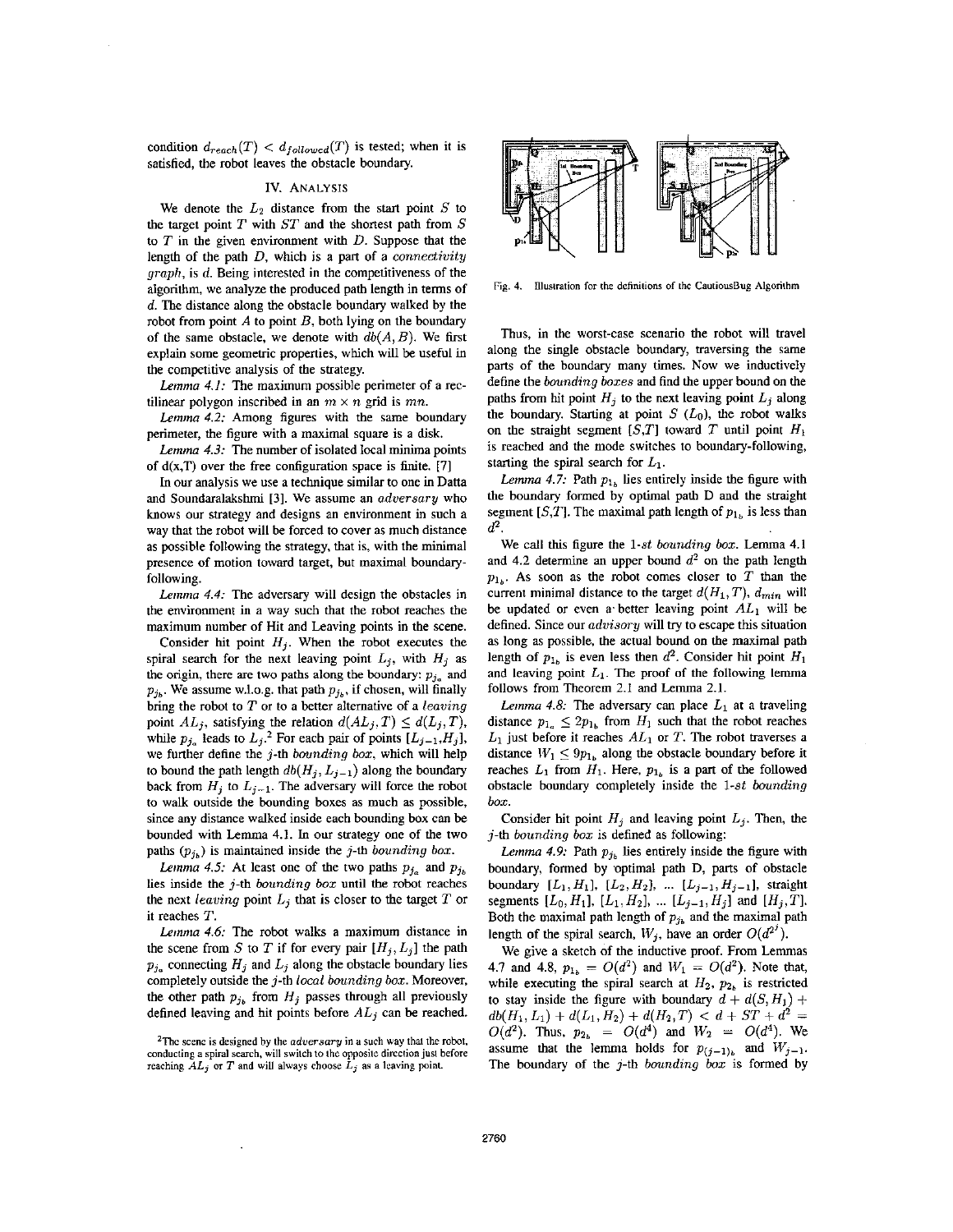condition $d_{reach}(T) < d_{followed}(T)$ is tested; when it is satisfied, the robot leaves the obstacle boundary.

## IV. ANALYSIS

We denote the $L_2$ distance from the start point $S$ to the target point $T$ with $ST$ and the shortest path from $S$ to $T$ in the given environment with $D$. Suppose that the length of the path $D$, which is a part of a *connectivity graph*, is $d$. Being interested in the competitiveness of the algorithm, we analyze the produced path length in terms of $d$. The distance along the obstacle boundary walked by the robot from point $A$ to point $B$, both lying on the boundary of the same obstacle, we denote with $db(A, B)$. We first explain some geometric properties, which will be useful in the competitive analysis of the strategy.

*Lemma 4.1:* The maximum possible perimeter of a rectilinear polygon inscribed in an $m \times n$ grid is $mn$.

*Lemma 4.2:* Among figures with the same boundary perimeter, the figure with a maximal square is a disk.

*Lemma 4.3:* The number of isolated local minima points of d(x,T) over the free configuration space is finite. [7]

In our analysis we use a technique similar to one in Datta and Soundaralakshmi [3]. We assume an *adversary* who knows our strategy and designs an environment in such a way that the robot will be forced to cover as much distance as possible following the strategy, that is, with the minimal presence of motion toward target, but maximal boundary-following.

*Lemma 4.4:* The adversary will design the obstacles in the environment in a way such that the robot reaches the maximum number of Hit and Leaving points in the scene.

Consider hit point $H_j$. When the robot executes the spiral search for the next leaving point $L_j$, with $H_j$ as the origin, there are two paths along the boundary: $p_{j_a}$ and $p_{j_b}$. We assume w.l.o.g. that path $p_{j_b}$, if chosen, will finally bring the robot to $T$ or to a better alternative of a *leaving* point $AL_j$, satisfying the relation $d(AL_j, T) \leq d(L_j, T)$, while $p_{j_a}$ leads to $L_j$.[2] For each pair of points $[L_{j-1}, H_j]$, we further define the $j$-th *bounding box*, which will help to bound the path length $db(H_j, L_{j-1})$ along the boundary back from $H_j$ to $L_{j-1}$. The adversary will force the robot to walk outside the bounding boxes as much as possible, since any distance walked inside each bounding box can be bounded with Lemma 4.1. In our strategy one of the two paths ($p_{j_b}$) is maintained inside the $j$-th *bounding box*.

*Lemma 4.5:* At least one of the two paths $p_{j_a}$ and $p_{j_b}$ lies inside the $j$-th *bounding box* until the robot reaches the next *leaving* point $L_j$ that is closer to the target $T$ or it reaches $T$.

*Lemma 4.6:* The robot walks a maximum distance in the scene from $S$ to $T$ if for every pair $[H_j, L_j]$ the path $p_{j_a}$ connecting $H_j$ and $L_j$ along the obstacle boundary lies completely outside the $j$-th *local bounding box*. Moreover, the other path $p_{j_b}$ from $H_j$ passes through all previously defined leaving and hit points before $AL_j$ can be reached.

[2] The scene is designed by the *adversary* in a such way that the robot, conducting a spiral search, will switch to the opposite direction just before reaching $AL_j$ or $T$ and will always choose $L_j$ as a leaving point.

Fig. 4. Illustration for the definitions of the CautiousBug Algorithm

Thus, in the worst-case scenario the robot will travel along the single obstacle boundary, traversing the same parts of the boundary many times. Now we inductively define the *bounding boxes* and find the upper bound on the paths from hit point $H_j$ to the next leaving point $L_j$ along the boundary. Starting at point $S$ ($L_0$), the robot walks on the straight segment $[S,T]$ toward $T$ until point $H_1$ is reached and the mode switches to boundary-following, starting the spiral search for $L_1$.

*Lemma 4.7:* Path $p_{1_b}$ lies entirely inside the figure with the boundary formed by optimal path D and the straight segment $[S,T]$. The maximal path length of $p_{1_b}$ is less than $d^2$.

We call this figure the *1-st bounding box*. Lemma 4.1 and 4.2 determine an upper bound $d^2$ on the path length $p_{1_b}$. As soon as the robot comes closer to $T$ than the current minimal distance to the target $d(H_1, T)$, $d_{min}$ will be updated or even a better leaving point $AL_1$ will be defined. Since our *advisory* will try to escape this situation as long as possible, the actual bound on the maximal path length of $p_{1_b}$ is even less then $d^2$. Consider hit point $H_1$ and leaving point $L_1$. The proof of the following lemma follows from Theorem 2.1 and Lemma 2.1.

*Lemma 4.8:* The adversary can place $L_1$ at a traveling distance $p_{1_a} \leq 2p_{1_b}$ from $H_1$ such that the robot reaches $L_1$ just before it reaches $AL_1$ or $T$. The robot traverses a distance $W_1 \leq 9p_{1_b}$ along the obstacle boundary before it reaches $L_1$ from $H_1$. Here, $p_{1_b}$ is a part of the followed obstacle boundary completely inside the *1-st bounding box*.

Consider hit point $H_j$ and leaving point $L_j$. Then, the $j$-th *bounding box* is defined as following:

*Lemma 4.9:* Path $p_{j_b}$ lies entirely inside the figure with boundary, formed by optimal path D, parts of obstacle boundary $[L_1, H_1]$, $[L_2, H_2]$, ... $[L_{j-1}, H_{j-1}]$, straight segments $[L_0, H_1]$, $[L_1, H_2]$, ... $[L_{j-1}, H_j]$ and $[H_j, T]$. Both the maximal path length of $p_{j_b}$ and the maximal path length of the spiral search, $W_j$, have an order $O(d^{2^j})$.

We give a sketch of the inductive proof. From Lemmas 4.7 and 4.8, $p_{1_b} = O(d^2)$ and $W_1 = O(d^2)$. Note that, while executing the spiral search at $H_2$, $p_{2_b}$ is restricted to stay inside the figure with boundary $d + d(S, H_1) + db(H_1, L_1) + d(L_1, H_2) + d(H_2, T) < d + ST + d^2 = O(d^2)$. Thus, $p_{2_b} = O(d^4)$ and $W_2 = O(d^4)$. We assume that the lemma holds for $p_{(j-1)_b}$ and $W_{j-1}$. The boundary of the $j$-th *bounding box* is formed by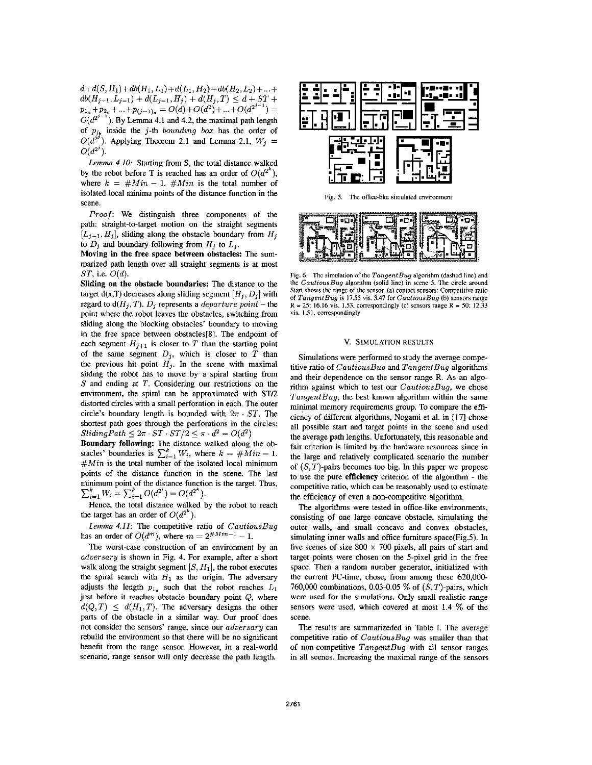$d + d(S, H_1) + db(H_1, L_1) + d(L_1, H_2) + db(H_2, L_2) + ... + db(H_{j-1}, L_{j-1}) + d(L_{j-1}, H_j) + d(H_j, T) \leq d + ST + p_{1_a} + p_{2_a} + ... + p_{(j-1)_a} = O(d) + O(d^2) + ... + O(d^{2^{j-1}}) = O(d^{2^{j-1}})$. By Lemma 4.1 and 4.2, the maximal path length of $p_{j_b}$ inside the $j$-th *bounding box* has the order of $O(d^{2^j})$. Applying Theorem 2.1 and Lemma 2.1, $W_j = O(d^{2^j})$.

*Lemma 4.10:* Starting from S, the total distance walked by the robot before T is reached has an order of $O(d^{2^k})$, where $k = \#Min - 1$. $\#Min$ is the total number of isolated local minima points of the distance function in the scene.

*Proof:* We distinguish three components of the path: straight-to-target motion on the straight segments $[L_{j-1}, H_j]$, sliding along the obstacle boundary from $H_j$ to $D_j$ and boundary-following from $H_j$ to $L_j$.

**Moving in the free space between obstacles:** The summarized path length over all straight segments is at most $ST$, i.e. $O(d)$.

**Sliding on the obstacle boundaries:** The distance to the target d(x,T) decreases along sliding segment $[H_j, D_j]$ with regard to d($H_j$, T). $D_j$ represents a *departure point* – the point where the robot leaves the obstacles, switching from sliding along the blocking obstacles' boundary to moving in the free space between obstacles[8]. The endpoint of each segment $H_{j+1}$ is closer to $T$ than the starting point of the same segment $D_j$, which is closer to $T$ than the previous hit point $H_j$. In the scene with maximal sliding the robot has to move by a spiral starting from $S$ and ending at $T$. Considering our restrictions on the environment, the spiral can be approximated with ST/2 distorted circles with a small perforation in each. The outer circle's boundary length is bounded with $2\pi \cdot ST$. The shortest path goes through the perforations in the circles: $SlidingPath \leq 2\pi \cdot ST \cdot ST/2 \leq \pi \cdot d^2 = O(d^2)$

**Boundary following:** The distance walked along the obstacles' boundaries is $\sum_{i=1}^{k} W_i$, where $k = \#Min - 1$. $\#Min$ is the total number of the isolated local minimum points of the distance function in the scene. The last minimum point of the distance function is the target. Thus, $\sum_{i=1}^{k} W_i = \sum_{i=1}^{k} O(d^{2^i}) = O(d^{2^k})$.

Hence, the total distance walked by the robot to reach the target has an order of $O(d^{2^k})$.

*Lemma 4.11:* The competitive ratio of *CautiousBug* has an order of $O(d^m)$, where $m = 2^{\#Min-1} - 1$.

The worst-case construction of an environment by an *adversary* is shown in Fig. 4. For example, after a short walk along the straight segment $[S, H_1]$, the robot executes the spiral search with $H_1$ as the origin. The adversary adjusts the length $p_{1_a}$ such that the robot reaches $L_1$ just before it reaches obstacle boundary point $Q$, where $d(Q, T) \leq d(H_1, T)$. The adversary designs the other parts of the obstacle in a similar way. Our proof does not consider the sensors' range, since our *adversary* can rebuild the environment so that there will be no significant benefit from the range sensor. However, in a real-world scenario, range sensor will only decrease the path length.

Fig. 5. The office-like simulated environment

Fig. 6. The simulation of the *TangentBug* algorithm (dashed line) and the *CautiousBug* algorithm (solid line) in scene 5. The circle around Start shows the range of the sensor. (a) contact sensors: Competitive ratio of *TangentBug* is 17.55 vis. 3.47 for *CautiousBug* (b) sensors range R = 25: 16.16 vis. 1.53, correspondingly (c) sensors range R = 50: 12.33 vis. 1.51, correspondingly

## V. Simulation Results

Simulations were performed to study the average competitive ratio of *CautiousBug* and *TangentBug* algorithms and their dependence on the sensor range R. As an algorithm against which to test our *CautiousBug*, we chose *TangentBug*, the best known algorithm within the same minimal memory requirements group. To compare the efficiency of different algorithms, Nogami et al. in [17] chose all possible start and target points in the scene and used the average path lengths. Unfortunately, this reasonable and fair criterion is limited by the hardware resources since in the large and relatively complicated scenario the number of $(S, T)$-pairs becomes too big. In this paper we propose to use the pure **efficiency** criterion of the algorithm - the competitive ratio, which can be reasonably used to estimate the efficiency of even a non-competitive algorithm.

The algorithms were tested in office-like environments, consisting of one large concave obstacle, simulating the outer walls, and small concave and convex obstacles, simulating inner walls and office furniture space(Fig.5). In five scenes of size 800 × 700 pixels, all pairs of start and target points were chosen on the 5-pixel grid in the free space. Then a random number generator, initialized with the current PC-time, chose, from among these 620,000-760,000 combinations, 0.03-0.05 % of $(S, T)$-pairs, which were used for the simulations. Only small realistic range sensors were used, which covered at most 1.4 % of the scene.

The results are summarizeded in Table I. The average competitive ratio of *CautiousBug* was smaller than that of non-competitive *TangentBug* with all sensor ranges in all scenes. Increasing the maximal range of the sensors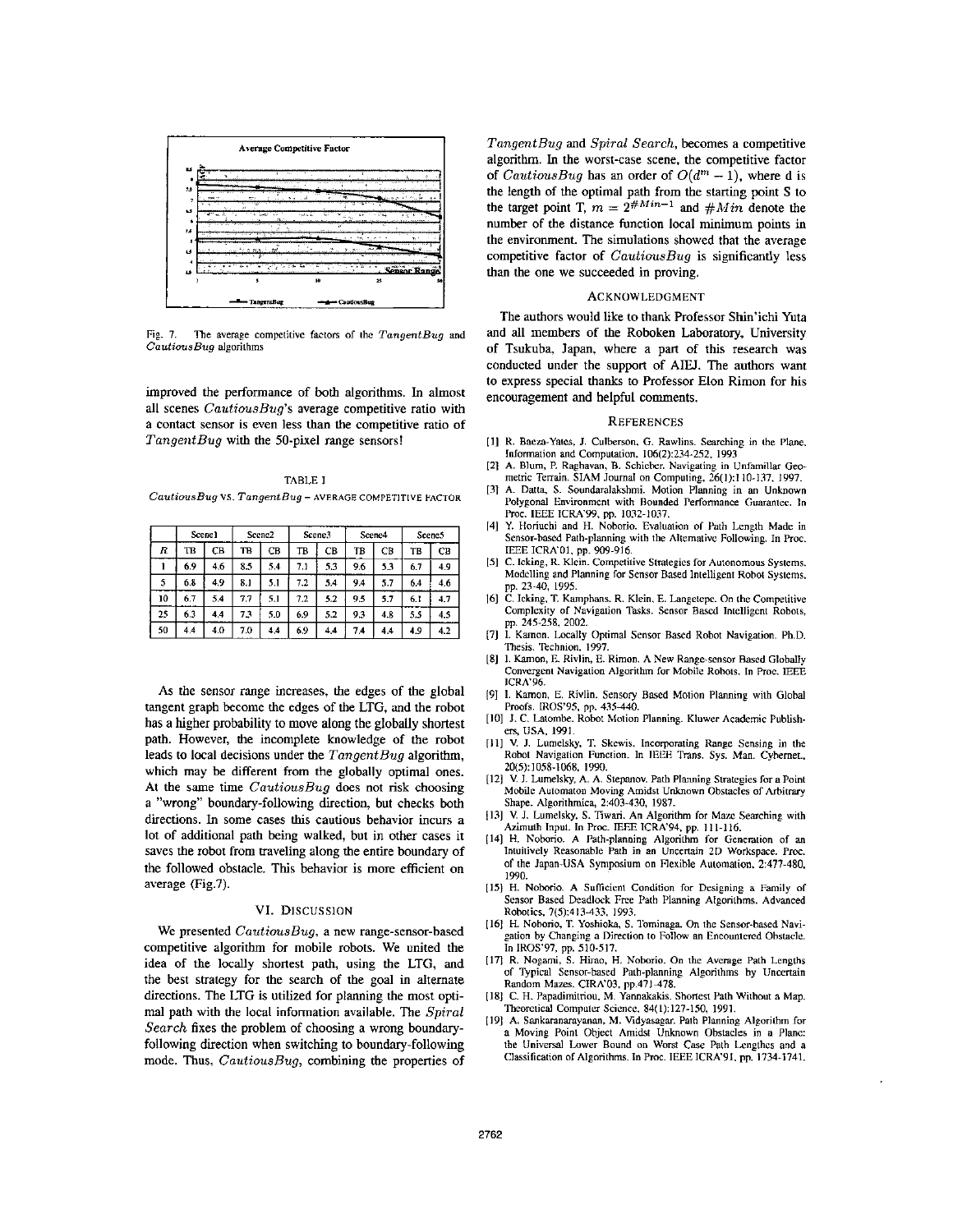Average Competitive Factor

Sensor Range

TangentBug

CautiousBug

Fig. 7. The average competitive factors of the *TangentBug* and *CautiousBug* algorithms

improved the performance of both algorithms. In almost all scenes *CautiousBug*'s average competitive ratio with a contact sensor is even less than the competitive ratio of *TangentBug* with the 50-pixel range sensors!

TABLE I

*CautiousBug* VS. *TangentBug* – AVERAGE COMPETITIVE FACTOR

| | Scene1 | | Scene2 | | Scene3 | | Scene4 | | Scene5 | |
|---|---|---|---|---|---|---|---|---|---|---|
| $R$ | TB | CB | TB | CB | TB | CB | TB | CB | TB | CB |
| 1 | 6.9 | 4.6 | 8.5 | 5.4 | 7.1 | 5.3 | 9.6 | 5.3 | 6.7 | 4.9 |
| 5 | 6.8 | 4.9 | 8.1 | 5.1 | 7.2 | 5.4 | 9.4 | 5.7 | 6.4 | 4.6 |
| 10 | 6.7 | 5.4 | 7.7 | 5.1 | 7.2 | 5.2 | 9.5 | 5.7 | 6.1 | 4.7 |
| 25 | 6.3 | 4.4 | 7.3 | 5.0 | 6.9 | 5.2 | 9.3 | 4.8 | 5.5 | 4.5 |
| 50 | 4.4 | 4.0 | 7.0 | 4.4 | 6.9 | 4.4 | 7.4 | 4.4 | 4.9 | 4.2 |

As the sensor range increases, the edges of the global tangent graph become the edges of the LTG, and the robot has a higher probability to move along the globally shortest path. However, the incomplete knowledge of the robot leads to local decisions under the *TangentBug* algorithm, which may be different from the globally optimal ones. At the same time *CautiousBug* does not risk choosing a "wrong" boundary-following direction, but checks both directions. In some cases this cautious behavior incurs a lot of additional path being walked, but in other cases it saves the robot from traveling along the entire boundary of the followed obstacle. This behavior is more efficient on average (Fig.7).

## VI. DISCUSSION

We presented *CautiousBug*, a new range-sensor-based competitive algorithm for mobile robots. We united the idea of the locally shortest path, using the LTG, and the best strategy for the search of the goal in alternate directions. The LTG is utilized for planning the most optimal path with the local information available. The *Spiral Search* fixes the problem of choosing a wrong boundary-following direction when switching to boundary-following mode. Thus, *CautiousBug*, combining the properties of *TangentBug* and *Spiral Search*, becomes a competitive algorithm. In the worst-case scene, the competitive factor of *CautiousBug* has an order of $O(d^m - 1)$, where d is the length of the optimal path from the starting point S to the target point T, $m = 2^{\#Min-1}$ and $\#Min$ denote the number of the distance function local minimum points in the environment. The simulations showed that the average competitive factor of *CautiousBug* is significantly less than the one we succeeded in proving.

## ACKNOWLEDGMENT

The authors would like to thank Professor Shin'ichi Yuta and all members of the Roboken Laboratory, University of Tsukuba, Japan, where a part of this research was conducted under the support of AIEJ. The authors want to express special thanks to Professor Elon Rimon for his encouragement and helpful comments.

## REFERENCES

[1] R. Baeza-Yates, J. Culberson, G. Rawlins. Searching in the Plane. Information and Computation. 106(2):234-252, 1993

[2] A. Blum, P. Raghavan, B. Schieber. Navigating in Unfamillar Geometric Terrain. SIAM Journal on Computing, 26(1):110-137, 1997.

[3] A. Datta, S. Soundaralakshmi. Motion Planning in an Unknown Polygonal Environment with Bounded Performance Guarantee. In Proc. IEEE ICRA'99, pp. 1032-1037.

[4] Y. Horiuchi and H. Noborio. Evaluation of Path Length Made in Sensor-based Path-planning with the Alternative Following. In Proc. IEEE ICRA'01, pp. 909-916.

[5] C. Icking, R. Klein. Competitive Strategies for Autonomous Systems. Modelling and Planning for Sensor Based Intelligent Robot Systems, pp. 23-40, 1995.

[6] C. Icking, T. Kamphans, R. Klein, E. Langetepe. On the Competitive Complexity of Navigation Tasks. Sensor Based Intelligent Robots, pp. 245-258, 2002.

[7] I. Kamon. Locally Optimal Sensor Based Robot Navigation. Ph.D. Thesis. Technion, 1997.

[8] I. Kamon, E. Rivlin, E. Rimon. A New Range-sensor Based Globally Convergent Navigation Algorithm for Mobile Robots. In Proc. IEEE ICRA'96.

[9] I. Kamon, E. Rivlin. Sensory Based Motion Planning with Global Proofs. IROS'95, pp. 435-440.

[10] J. C. Latombe. Robot Motion Planning. Kluwer Academic Publishers, USA, 1991.

[11] V. J. Lumelsky, T. Skewis. Incorporating Range Sensing in the Robot Navigation Function. In IEEE Trans. Sys. Man. Cybernet., 20(5):1058-1068, 1990.

[12] V. J. Lumelsky, A. A. Stepanov. Path Planning Strategies for a Point Mobile Automaton Moving Amidst Unknown Obstacles of Arbitrary Shape. Algorithmica, 2:403-430, 1987.

[13] V. J. Lumelsky, S. Tiwari. An Algorithm for Maze Searching with Azimuth Input. In Proc. IEEE ICRA'94, pp. 111-116.

[14] H. Noborio. A Path-planning Algorithm for Generation of an Intuitively Reasonable Path in an Uncertain 2D Workspace. Proc. of the Japan-USA Symposium on Flexible Automation, 2:477-480, 1990.

[15] H. Noborio. A Sufficient Condition for Designing a Family of Sensor Based Deadlock Free Path Planning Algorithms. Advanced Robotics, 7(5):413-433, 1993.

[16] H. Noborio, T. Yoshioka, S. Tominaga. On the Sensor-based Navigation by Changing a Direction to Follow an Encountered Obstacle. In IROS'97, pp. 510-517.

[17] R. Nogami, S. Hirao, H. Noborio. On the Average Path Lengths of Typical Sensor-based Path-planning Algorithms by Uncertain Random Mazes. CIRA'03, pp.471-478.

[18] C. H. Papadimitriou, M. Yannakakis. Shortest Path Without a Map. Theoretical Computer Science, 84(1):127-150, 1991.

[19] A. Sankaranarayanan, M. Vidyasagar. Path Planning Algorithm for a Moving Point Object Amidst Unknown Obstacles in a Plane: the Universal Lower Bound on Worst Case Path Lengthes and a Classification of Algorithms. In Proc. IEEE ICRA'91, pp. 1734-1741.